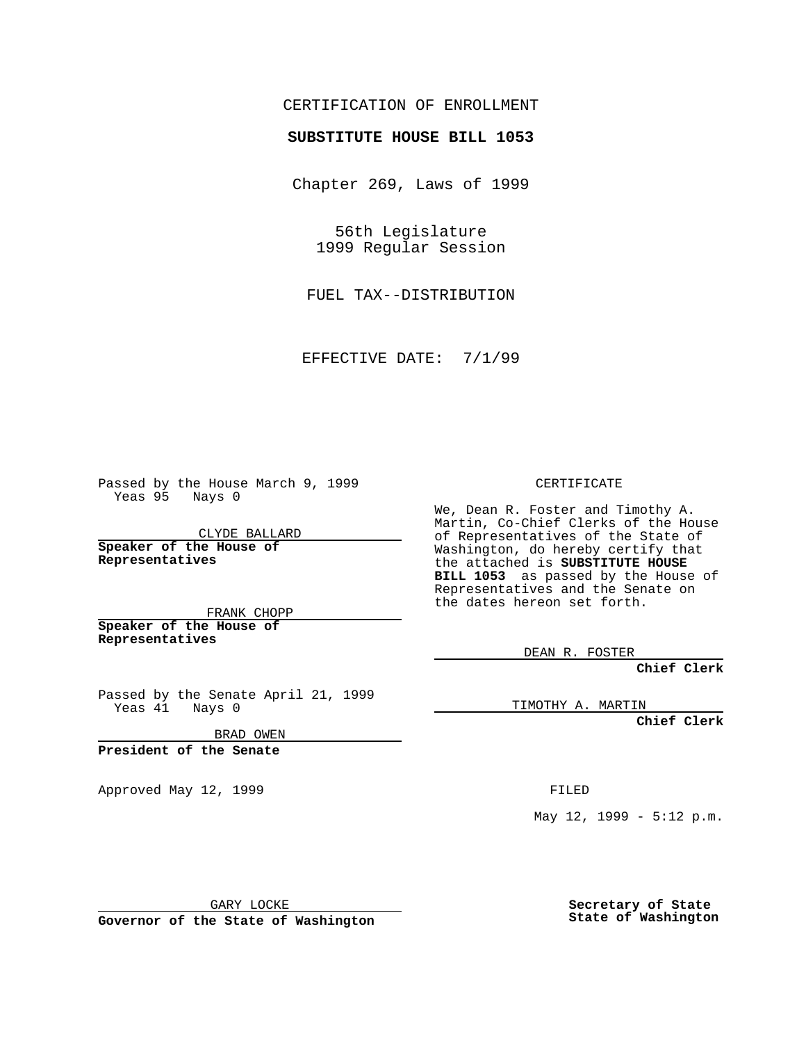CERTIFICATION OF ENROLLMENT

**SUBSTITUTE HOUSE BILL 1053**

Chapter 269, Laws of 1999

56th Legislature
1999 Regular Session

FUEL TAX--DISTRIBUTION

EFFECTIVE DATE: 7/1/99

Passed by the House March 9, 1999
Yeas 95 Nays 0

CLYDE BALLARD

**Speaker of the House of Representatives**

FRANK CHOPP

**Speaker of the House of Representatives**

Passed by the Senate April 21, 1999
Yeas 41 Nays 0

BRAD OWEN

**President of the Senate**

Approved May 12, 1999

GARY LOCKE

**Governor of the State of Washington**

CERTIFICATE

We, Dean R. Foster and Timothy A. Martin, Co-Chief Clerks of the House of Representatives of the State of Washington, do hereby certify that the attached is **SUBSTITUTE HOUSE BILL 1053** as passed by the House of Representatives and the Senate on the dates hereon set forth.

DEAN R. FOSTER

**Chief Clerk**

TIMOTHY A. MARTIN

**Chief Clerk**

FILED

May 12, 1999 - 5:12 p.m.

**Secretary of State**
**State of Washington**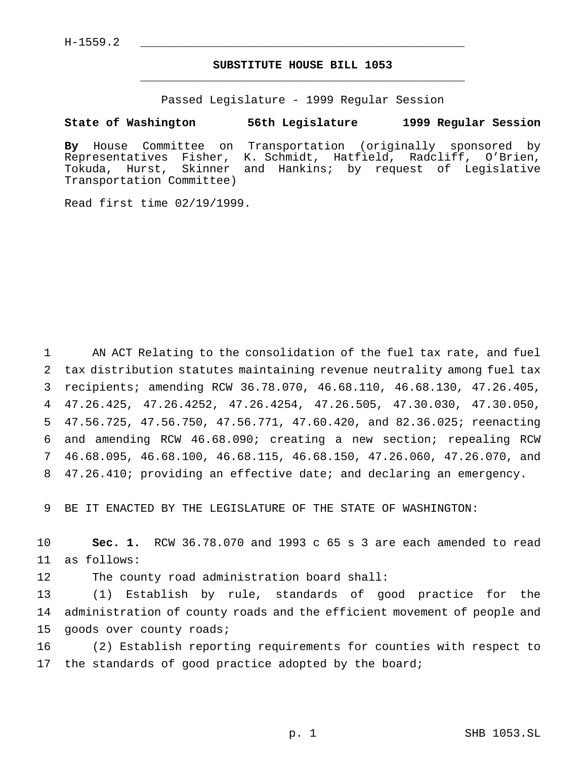H-1559.2

# SUBSTITUTE HOUSE BILL 1053

Passed Legislature - 1999 Regular Session

**State of Washington 56th Legislature 1999 Regular Session**

**By** House Committee on Transportation (originally sponsored by Representatives Fisher, K. Schmidt, Hatfield, Radcliff, O'Brien, Tokuda, Hurst, Skinner and Hankins; by request of Legislative Transportation Committee)

Read first time 02/19/1999.

1 AN ACT Relating to the consolidation of the fuel tax rate, and fuel
2 tax distribution statutes maintaining revenue neutrality among fuel tax
3 recipients; amending RCW 36.78.070, 46.68.110, 46.68.130, 47.26.405,
4 47.26.425, 47.26.4252, 47.26.4254, 47.26.505, 47.30.030, 47.30.050,
5 47.56.725, 47.56.750, 47.56.771, 47.60.420, and 82.36.025; reenacting
6 and amending RCW 46.68.090; creating a new section; repealing RCW
7 46.68.095, 46.68.100, 46.68.115, 46.68.150, 47.26.060, 47.26.070, and
8 47.26.410; providing an effective date; and declaring an emergency.

9 BE IT ENACTED BY THE LEGISLATURE OF THE STATE OF WASHINGTON:

10 **Sec. 1.** RCW 36.78.070 and 1993 c 65 s 3 are each amended to read
11 as follows:

12 The county road administration board shall:

13 (1) Establish by rule, standards of good practice for the
14 administration of county roads and the efficient movement of people and
15 goods over county roads;

16 (2) Establish reporting requirements for counties with respect to
17 the standards of good practice adopted by the board;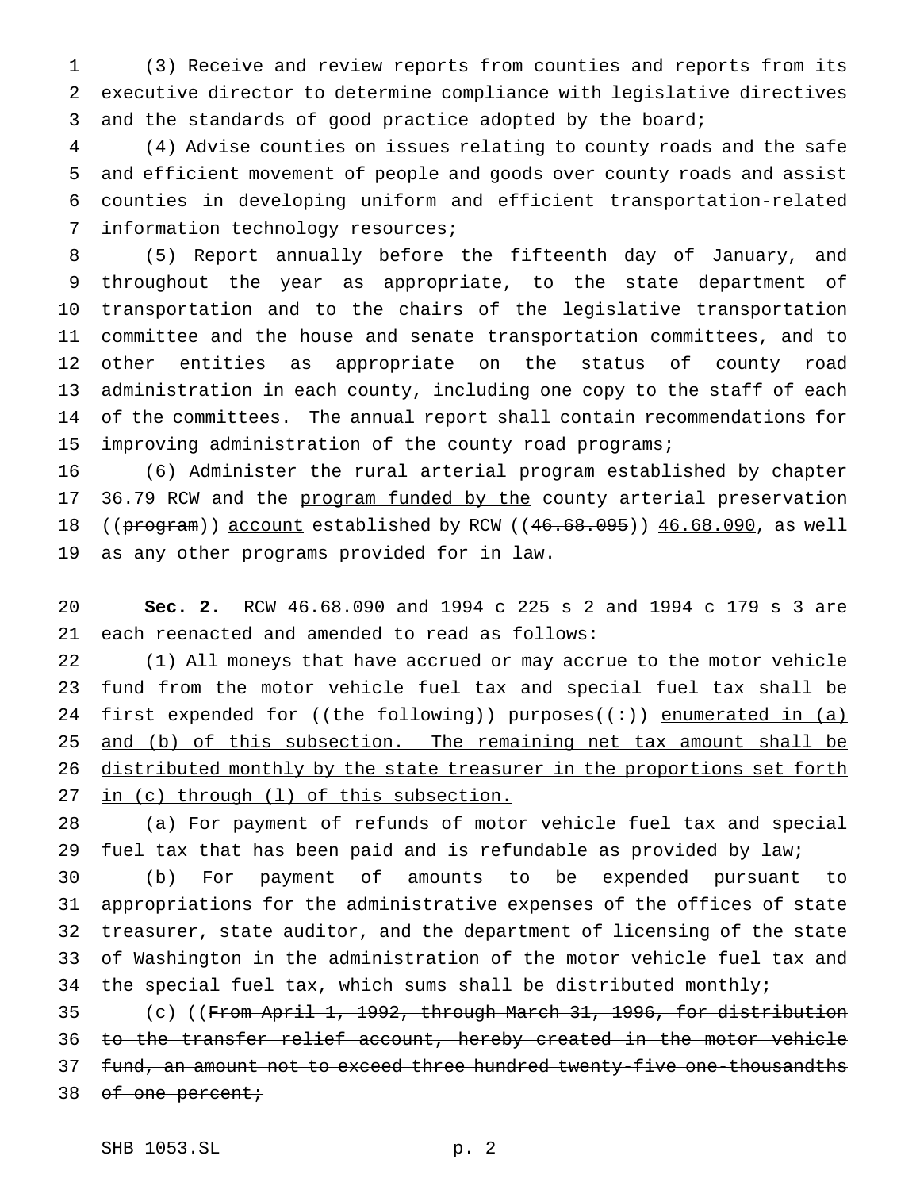(3) Receive and review reports from counties and reports from its executive director to determine compliance with legislative directives and the standards of good practice adopted by the board;

(4) Advise counties on issues relating to county roads and the safe and efficient movement of people and goods over county roads and assist counties in developing uniform and efficient transportation-related information technology resources;

(5) Report annually before the fifteenth day of January, and throughout the year as appropriate, to the state department of transportation and to the chairs of the legislative transportation committee and the house and senate transportation committees, and to other entities as appropriate on the status of county road administration in each county, including one copy to the staff of each of the committees. The annual report shall contain recommendations for improving administration of the county road programs;

(6) Administer the rural arterial program established by chapter 36.79 RCW and the program funded by the county arterial preservation ((~~program~~)) account established by RCW ((~~46.68.095~~)) 46.68.090, as well as any other programs provided for in law.

**Sec. 2.** RCW 46.68.090 and 1994 c 225 s 2 and 1994 c 179 s 3 are each reenacted and amended to read as follows:

(1) All moneys that have accrued or may accrue to the motor vehicle fund from the motor vehicle fuel tax and special fuel tax shall be first expended for ((~~the following~~)) purposes((~~:~~)) enumerated in (a) and (b) of this subsection. The remaining net tax amount shall be distributed monthly by the state treasurer in the proportions set forth in (c) through (l) of this subsection.

(a) For payment of refunds of motor vehicle fuel tax and special fuel tax that has been paid and is refundable as provided by law;

(b) For payment of amounts to be expended pursuant to appropriations for the administrative expenses of the offices of state treasurer, state auditor, and the department of licensing of the state of Washington in the administration of the motor vehicle fuel tax and the special fuel tax, which sums shall be distributed monthly;

(c) ((~~From April 1, 1992, through March 31, 1996, for distribution to the transfer relief account, hereby created in the motor vehicle fund, an amount not to exceed three hundred twenty-five one-thousandths of one percent;~~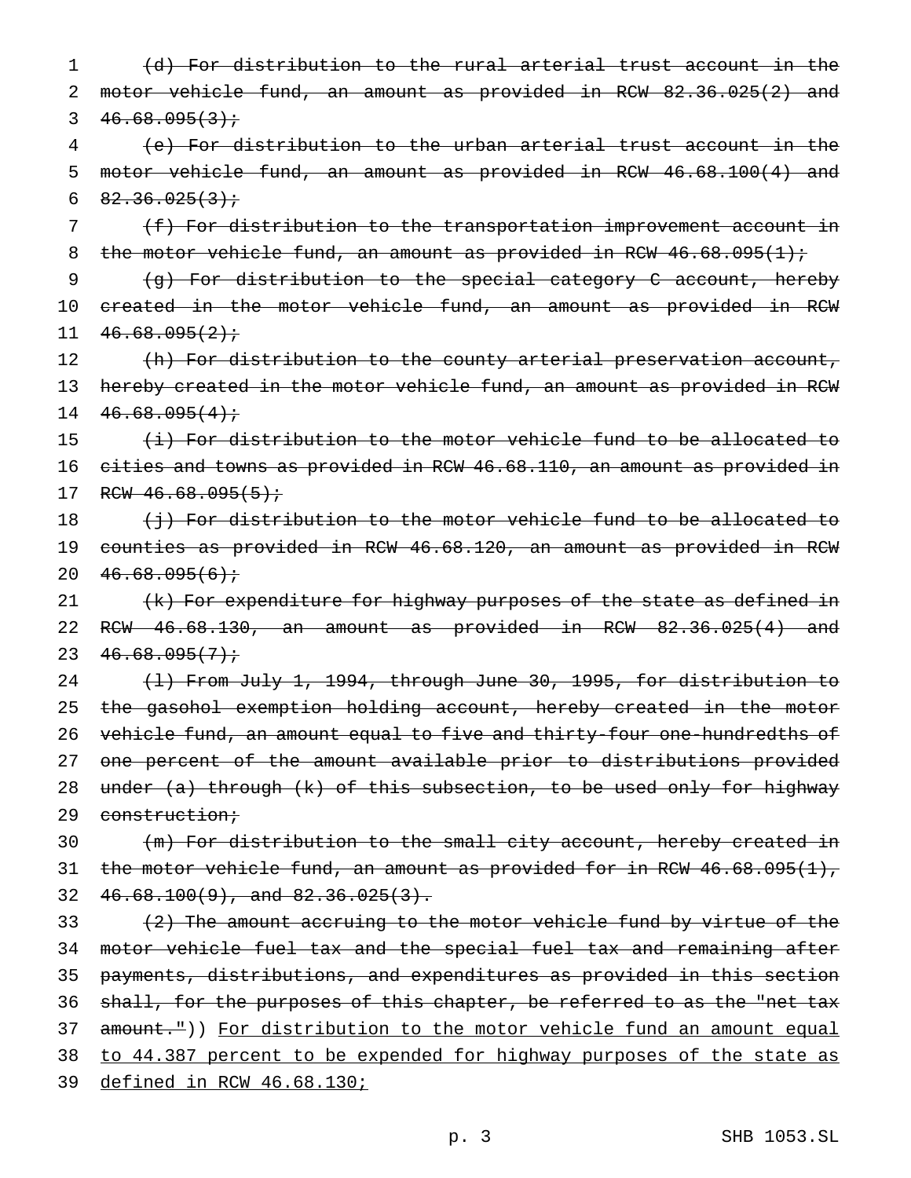~~(d) For distribution to the rural arterial trust account in the motor vehicle fund, an amount as provided in RCW 82.36.025(2) and 46.68.095(3);~~

~~(e) For distribution to the urban arterial trust account in the motor vehicle fund, an amount as provided in RCW 46.68.100(4) and 82.36.025(3);~~

~~(f) For distribution to the transportation improvement account in the motor vehicle fund, an amount as provided in RCW 46.68.095(1);~~

~~(g) For distribution to the special category C account, hereby created in the motor vehicle fund, an amount as provided in RCW 46.68.095(2);~~

~~(h) For distribution to the county arterial preservation account, hereby created in the motor vehicle fund, an amount as provided in RCW 46.68.095(4);~~

~~(i) For distribution to the motor vehicle fund to be allocated to cities and towns as provided in RCW 46.68.110, an amount as provided in RCW 46.68.095(5);~~

~~(j) For distribution to the motor vehicle fund to be allocated to counties as provided in RCW 46.68.120, an amount as provided in RCW 46.68.095(6);~~

~~(k) For expenditure for highway purposes of the state as defined in RCW 46.68.130, an amount as provided in RCW 82.36.025(4) and 46.68.095(7);~~

~~(l) From July 1, 1994, through June 30, 1995, for distribution to the gasohol exemption holding account, hereby created in the motor vehicle fund, an amount equal to five and thirty-four one-hundredths of one percent of the amount available prior to distributions provided under (a) through (k) of this subsection, to be used only for highway construction;~~

~~(m) For distribution to the small city account, hereby created in the motor vehicle fund, an amount as provided for in RCW 46.68.095(1), 46.68.100(9), and 82.36.025(3).~~

~~(2) The amount accruing to the motor vehicle fund by virtue of the motor vehicle fuel tax and the special fuel tax and remaining after payments, distributions, and expenditures as provided in this section shall, for the purposes of this chapter, be referred to as the "net tax amount."~~)) <u>For distribution to the motor vehicle fund an amount equal to 44.387 percent to be expended for highway purposes of the state as defined in RCW 46.68.130;</u>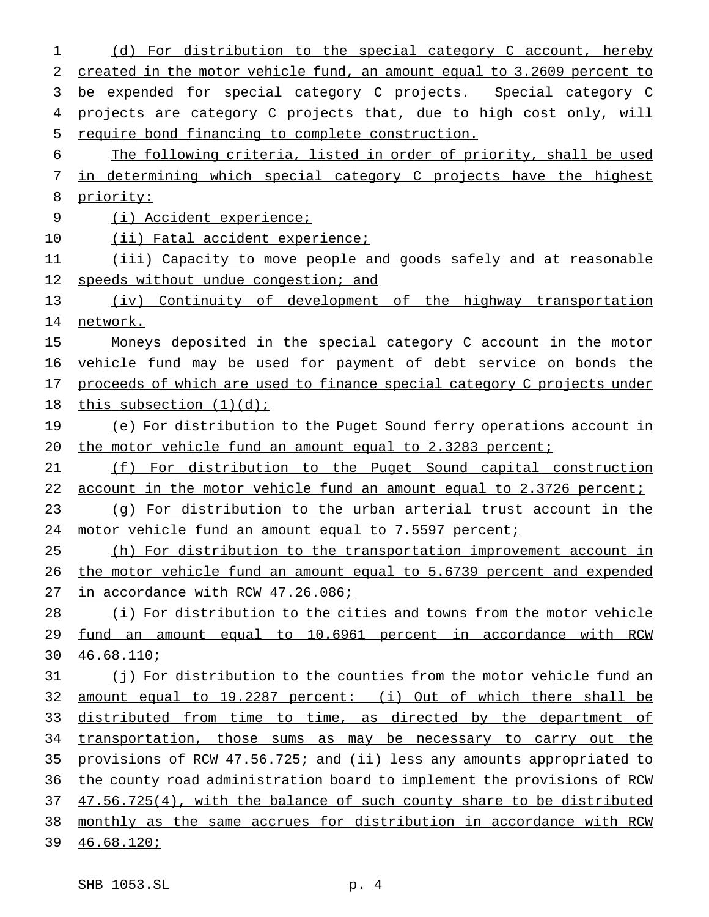(d) For distribution to the special category C account, hereby created in the motor vehicle fund, an amount equal to 3.2609 percent to be expended for special category C projects. Special category C projects are category C projects that, due to high cost only, will require bond financing to complete construction.

The following criteria, listed in order of priority, shall be used in determining which special category C projects have the highest priority:

(i) Accident experience;

(ii) Fatal accident experience;

(iii) Capacity to move people and goods safely and at reasonable speeds without undue congestion; and

(iv) Continuity of development of the highway transportation network.

Moneys deposited in the special category C account in the motor vehicle fund may be used for payment of debt service on bonds the proceeds of which are used to finance special category C projects under this subsection (1)(d);

(e) For distribution to the Puget Sound ferry operations account in the motor vehicle fund an amount equal to 2.3283 percent;

(f) For distribution to the Puget Sound capital construction account in the motor vehicle fund an amount equal to 2.3726 percent;

(g) For distribution to the urban arterial trust account in the motor vehicle fund an amount equal to 7.5597 percent;

(h) For distribution to the transportation improvement account in the motor vehicle fund an amount equal to 5.6739 percent and expended in accordance with RCW 47.26.086;

(i) For distribution to the cities and towns from the motor vehicle fund an amount equal to 10.6961 percent in accordance with RCW 46.68.110;

(j) For distribution to the counties from the motor vehicle fund an amount equal to 19.2287 percent: (i) Out of which there shall be distributed from time to time, as directed by the department of transportation, those sums as may be necessary to carry out the provisions of RCW 47.56.725; and (ii) less any amounts appropriated to the county road administration board to implement the provisions of RCW 47.56.725(4), with the balance of such county share to be distributed monthly as the same accrues for distribution in accordance with RCW 46.68.120;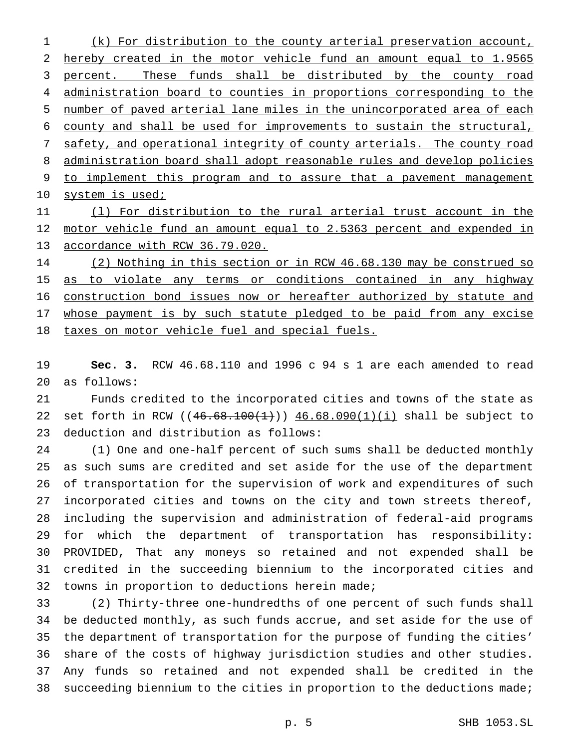(k) For distribution to the county arterial preservation account, hereby created in the motor vehicle fund an amount equal to 1.9565 percent. These funds shall be distributed by the county road administration board to counties in proportions corresponding to the number of paved arterial lane miles in the unincorporated area of each county and shall be used for improvements to sustain the structural, safety, and operational integrity of county arterials. The county road administration board shall adopt reasonable rules and develop policies to implement this program and to assure that a pavement management system is used;

(l) For distribution to the rural arterial trust account in the motor vehicle fund an amount equal to 2.5363 percent and expended in accordance with RCW 36.79.020.

(2) Nothing in this section or in RCW 46.68.130 may be construed so as to violate any terms or conditions contained in any highway construction bond issues now or hereafter authorized by statute and whose payment is by such statute pledged to be paid from any excise taxes on motor vehicle fuel and special fuels.

**Sec. 3.** RCW 46.68.110 and 1996 c 94 s 1 are each amended to read as follows:

Funds credited to the incorporated cities and towns of the state as set forth in RCW ((~~46.68.100(1)~~)) 46.68.090(1)(i) shall be subject to deduction and distribution as follows:

(1) One and one-half percent of such sums shall be deducted monthly as such sums are credited and set aside for the use of the department of transportation for the supervision of work and expenditures of such incorporated cities and towns on the city and town streets thereof, including the supervision and administration of federal-aid programs for which the department of transportation has responsibility: PROVIDED, That any moneys so retained and not expended shall be credited in the succeeding biennium to the incorporated cities and towns in proportion to deductions herein made;

(2) Thirty-three one-hundredths of one percent of such funds shall be deducted monthly, as such funds accrue, and set aside for the use of the department of transportation for the purpose of funding the cities' share of the costs of highway jurisdiction studies and other studies. Any funds so retained and not expended shall be credited in the succeeding biennium to the cities in proportion to the deductions made;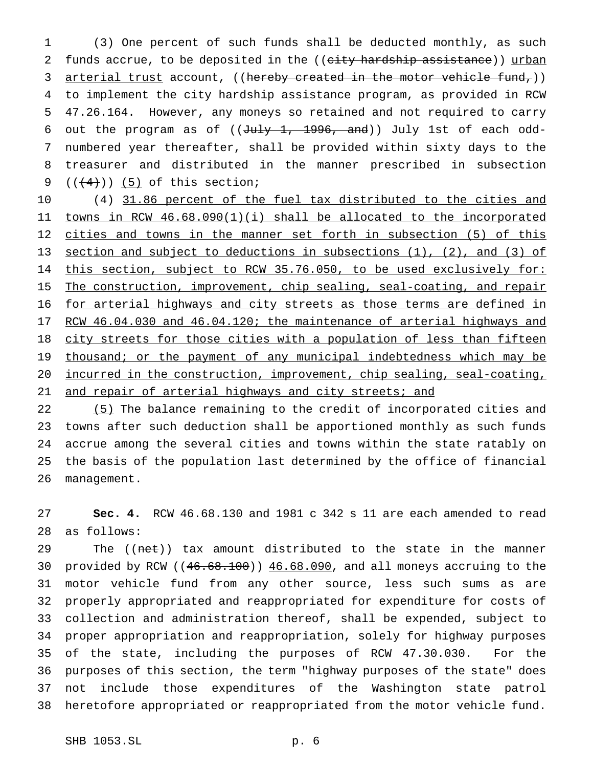(3) One percent of such funds shall be deducted monthly, as such funds accrue, to be deposited in the ((~~city hardship assistance~~)) <u>urban arterial trust</u> account, ((~~hereby created in the motor vehicle fund,~~)) to implement the city hardship assistance program, as provided in RCW 47.26.164. However, any moneys so retained and not required to carry out the program as of ((~~July 1, 1996, and~~)) July 1st of each odd-numbered year thereafter, shall be provided within sixty days to the treasurer and distributed in the manner prescribed in subsection ((~~(4)~~)) <u>(5)</u> of this section;

(4) <u>31.86 percent of the fuel tax distributed to the cities and towns in RCW 46.68.090(1)(i) shall be allocated to the incorporated cities and towns in the manner set forth in subsection (5) of this section and subject to deductions in subsections (1), (2), and (3) of this section, subject to RCW 35.76.050, to be used exclusively for: The construction, improvement, chip sealing, seal-coating, and repair for arterial highways and city streets as those terms are defined in RCW 46.04.030 and 46.04.120; the maintenance of arterial highways and city streets for those cities with a population of less than fifteen thousand; or the payment of any municipal indebtedness which may be incurred in the construction, improvement, chip sealing, seal-coating, and repair of arterial highways and city streets; and</u>

<u>(5)</u> The balance remaining to the credit of incorporated cities and towns after such deduction shall be apportioned monthly as such funds accrue among the several cities and towns within the state ratably on the basis of the population last determined by the office of financial management.

**Sec. 4.** RCW 46.68.130 and 1981 c 342 s 11 are each amended to read as follows:

The ((~~net~~)) tax amount distributed to the state in the manner provided by RCW ((~~46.68.100~~)) <u>46.68.090</u>, and all moneys accruing to the motor vehicle fund from any other source, less such sums as are properly appropriated and reappropriated for expenditure for costs of collection and administration thereof, shall be expended, subject to proper appropriation and reappropriation, solely for highway purposes of the state, including the purposes of RCW 47.30.030. For the purposes of this section, the term "highway purposes of the state" does not include those expenditures of the Washington state patrol heretofore appropriated or reappropriated from the motor vehicle fund.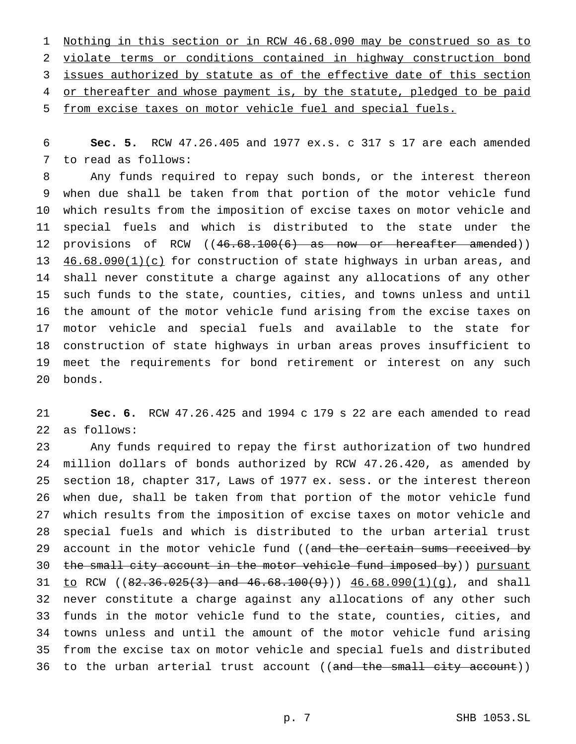Nothing in this section or in RCW 46.68.090 may be construed so as to violate terms or conditions contained in highway construction bond issues authorized by statute as of the effective date of this section or thereafter and whose payment is, by the statute, pledged to be paid from excise taxes on motor vehicle fuel and special fuels.

**Sec. 5.** RCW 47.26.405 and 1977 ex.s. c 317 s 17 are each amended to read as follows:

Any funds required to repay such bonds, or the interest thereon when due shall be taken from that portion of the motor vehicle fund which results from the imposition of excise taxes on motor vehicle and special fuels and which is distributed to the state under the provisions of RCW ((~~46.68.100(6) as now or hereafter amended~~)) 46.68.090(1)(c) for construction of state highways in urban areas, and shall never constitute a charge against any allocations of any other such funds to the state, counties, cities, and towns unless and until the amount of the motor vehicle fund arising from the excise taxes on motor vehicle and special fuels and available to the state for construction of state highways in urban areas proves insufficient to meet the requirements for bond retirement or interest on any such bonds.

**Sec. 6.** RCW 47.26.425 and 1994 c 179 s 22 are each amended to read as follows:

Any funds required to repay the first authorization of two hundred million dollars of bonds authorized by RCW 47.26.420, as amended by section 18, chapter 317, Laws of 1977 ex. sess. or the interest thereon when due, shall be taken from that portion of the motor vehicle fund which results from the imposition of excise taxes on motor vehicle and special fuels and which is distributed to the urban arterial trust account in the motor vehicle fund ((~~and the certain sums received by the small city account in the motor vehicle fund imposed by~~)) pursuant to RCW ((~~82.36.025(3) and 46.68.100(9)~~)) 46.68.090(1)(g), and shall never constitute a charge against any allocations of any other such funds in the motor vehicle fund to the state, counties, cities, and towns unless and until the amount of the motor vehicle fund arising from the excise tax on motor vehicle and special fuels and distributed to the urban arterial trust account ((~~and the small city account~~))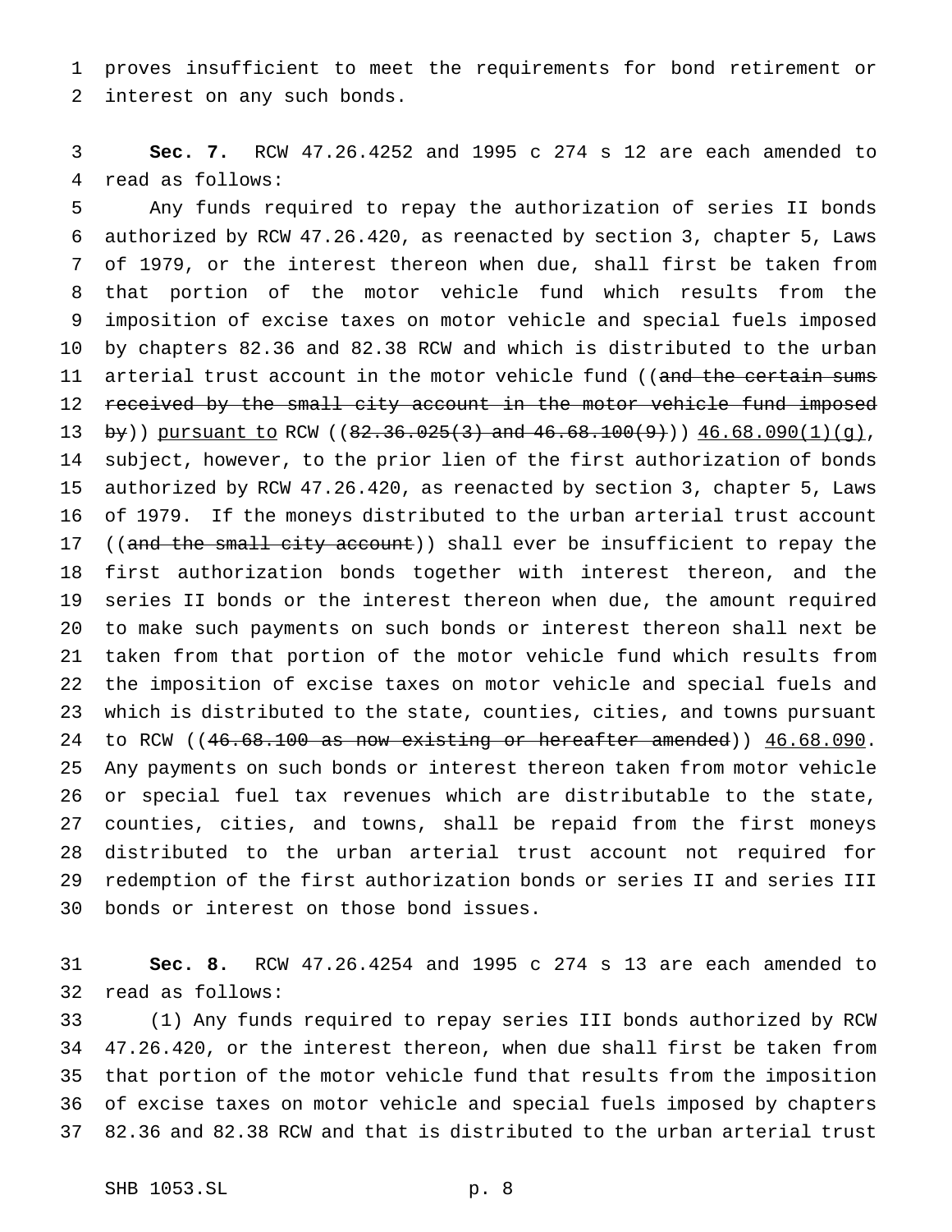proves insufficient to meet the requirements for bond retirement or interest on any such bonds.

**Sec. 7.** RCW 47.26.4252 and 1995 c 274 s 12 are each amended to read as follows:

Any funds required to repay the authorization of series II bonds authorized by RCW 47.26.420, as reenacted by section 3, chapter 5, Laws of 1979, or the interest thereon when due, shall first be taken from that portion of the motor vehicle fund which results from the imposition of excise taxes on motor vehicle and special fuels imposed by chapters 82.36 and 82.38 RCW and which is distributed to the urban arterial trust account in the motor vehicle fund ((~~and the certain sums received by the small city account in the motor vehicle fund imposed by~~)) pursuant to RCW ((~~82.36.025(3) and 46.68.100(9)~~)) 46.68.090(1)(g), subject, however, to the prior lien of the first authorization of bonds authorized by RCW 47.26.420, as reenacted by section 3, chapter 5, Laws of 1979. If the moneys distributed to the urban arterial trust account ((~~and the small city account~~)) shall ever be insufficient to repay the first authorization bonds together with interest thereon, and the series II bonds or the interest thereon when due, the amount required to make such payments on such bonds or interest thereon shall next be taken from that portion of the motor vehicle fund which results from the imposition of excise taxes on motor vehicle and special fuels and which is distributed to the state, counties, cities, and towns pursuant to RCW ((~~46.68.100 as now existing or hereafter amended~~)) 46.68.090. Any payments on such bonds or interest thereon taken from motor vehicle or special fuel tax revenues which are distributable to the state, counties, cities, and towns, shall be repaid from the first moneys distributed to the urban arterial trust account not required for redemption of the first authorization bonds or series II and series III bonds or interest on those bond issues.

**Sec. 8.** RCW 47.26.4254 and 1995 c 274 s 13 are each amended to read as follows:

(1) Any funds required to repay series III bonds authorized by RCW 47.26.420, or the interest thereon, when due shall first be taken from that portion of the motor vehicle fund that results from the imposition of excise taxes on motor vehicle and special fuels imposed by chapters 82.36 and 82.38 RCW and that is distributed to the urban arterial trust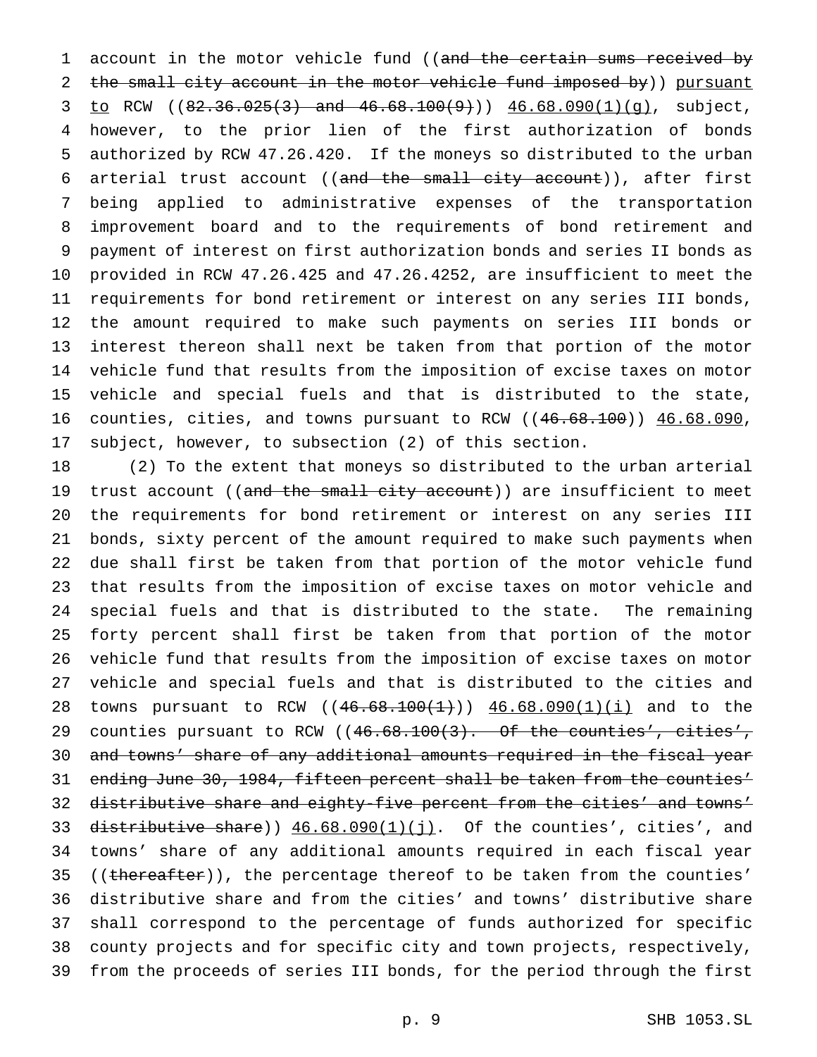account in the motor vehicle fund ((~~and the certain sums received by the small city account in the motor vehicle fund imposed by~~)) pursuant to RCW ((~~82.36.025(3) and 46.68.100(9)~~)) 46.68.090(1)(g), subject, however, to the prior lien of the first authorization of bonds authorized by RCW 47.26.420. If the moneys so distributed to the urban arterial trust account ((~~and the small city account~~)), after first being applied to administrative expenses of the transportation improvement board and to the requirements of bond retirement and payment of interest on first authorization bonds and series II bonds as provided in RCW 47.26.425 and 47.26.4252, are insufficient to meet the requirements for bond retirement or interest on any series III bonds, the amount required to make such payments on series III bonds or interest thereon shall next be taken from that portion of the motor vehicle fund that results from the imposition of excise taxes on motor vehicle and special fuels and that is distributed to the state, counties, cities, and towns pursuant to RCW ((~~46.68.100~~)) 46.68.090, subject, however, to subsection (2) of this section.

(2) To the extent that moneys so distributed to the urban arterial trust account ((~~and the small city account~~)) are insufficient to meet the requirements for bond retirement or interest on any series III bonds, sixty percent of the amount required to make such payments when due shall first be taken from that portion of the motor vehicle fund that results from the imposition of excise taxes on motor vehicle and special fuels and that is distributed to the state. The remaining forty percent shall first be taken from that portion of the motor vehicle fund that results from the imposition of excise taxes on motor vehicle and special fuels and that is distributed to the cities and towns pursuant to RCW ((~~46.68.100(1)~~)) 46.68.090(1)(i) and to the counties pursuant to RCW ((~~46.68.100(3). Of the counties', cities', and towns' share of any additional amounts required in the fiscal year ending June 30, 1984, fifteen percent shall be taken from the counties' distributive share and eighty-five percent from the cities' and towns' distributive share~~)) 46.68.090(1)(j). Of the counties', cities', and towns' share of any additional amounts required in each fiscal year ((~~thereafter~~)), the percentage thereof to be taken from the counties' distributive share and from the cities' and towns' distributive share shall correspond to the percentage of funds authorized for specific county projects and for specific city and town projects, respectively, from the proceeds of series III bonds, for the period through the first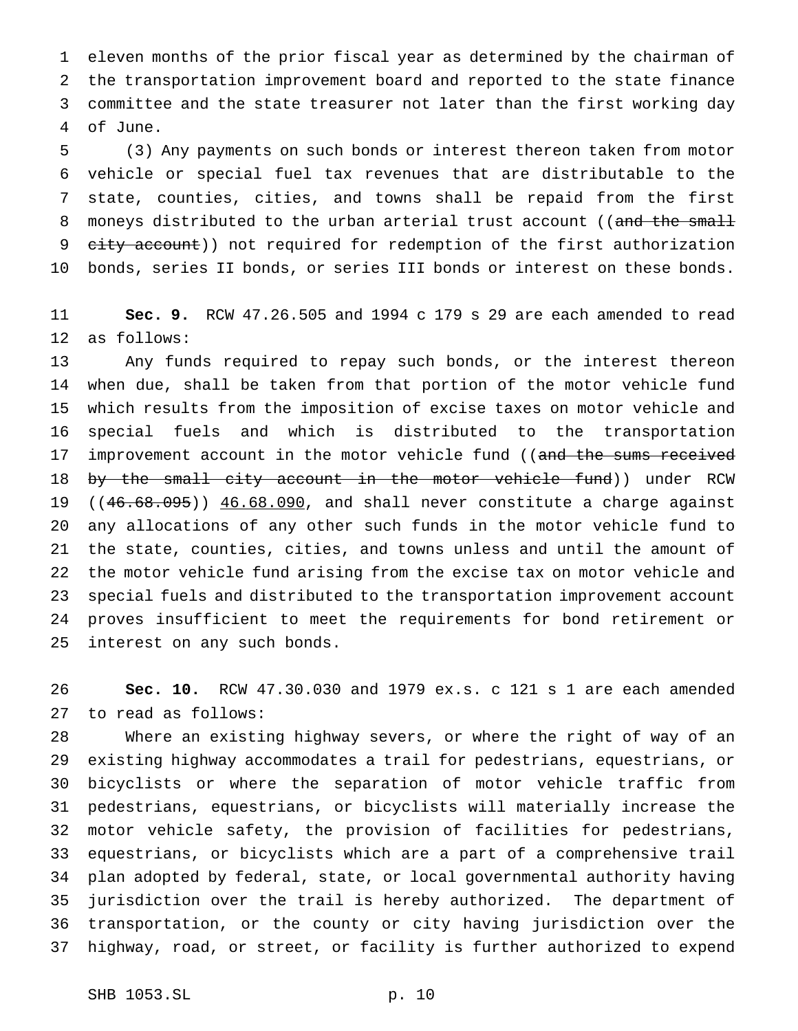eleven months of the prior fiscal year as determined by the chairman of the transportation improvement board and reported to the state finance committee and the state treasurer not later than the first working day of June.

(3) Any payments on such bonds or interest thereon taken from motor vehicle or special fuel tax revenues that are distributable to the state, counties, cities, and towns shall be repaid from the first moneys distributed to the urban arterial trust account ((~~and the small city account~~)) not required for redemption of the first authorization bonds, series II bonds, or series III bonds or interest on these bonds.

**Sec. 9.** RCW 47.26.505 and 1994 c 179 s 29 are each amended to read as follows:

Any funds required to repay such bonds, or the interest thereon when due, shall be taken from that portion of the motor vehicle fund which results from the imposition of excise taxes on motor vehicle and special fuels and which is distributed to the transportation improvement account in the motor vehicle fund ((~~and the sums received by the small city account in the motor vehicle fund~~)) under RCW ((~~46.68.095~~)) <u>46.68.090</u>, and shall never constitute a charge against any allocations of any other such funds in the motor vehicle fund to the state, counties, cities, and towns unless and until the amount of the motor vehicle fund arising from the excise tax on motor vehicle and special fuels and distributed to the transportation improvement account proves insufficient to meet the requirements for bond retirement or interest on any such bonds.

**Sec. 10.** RCW 47.30.030 and 1979 ex.s. c 121 s 1 are each amended to read as follows:

Where an existing highway severs, or where the right of way of an existing highway accommodates a trail for pedestrians, equestrians, or bicyclists or where the separation of motor vehicle traffic from pedestrians, equestrians, or bicyclists will materially increase the motor vehicle safety, the provision of facilities for pedestrians, equestrians, or bicyclists which are a part of a comprehensive trail plan adopted by federal, state, or local governmental authority having jurisdiction over the trail is hereby authorized. The department of transportation, or the county or city having jurisdiction over the highway, road, or street, or facility is further authorized to expend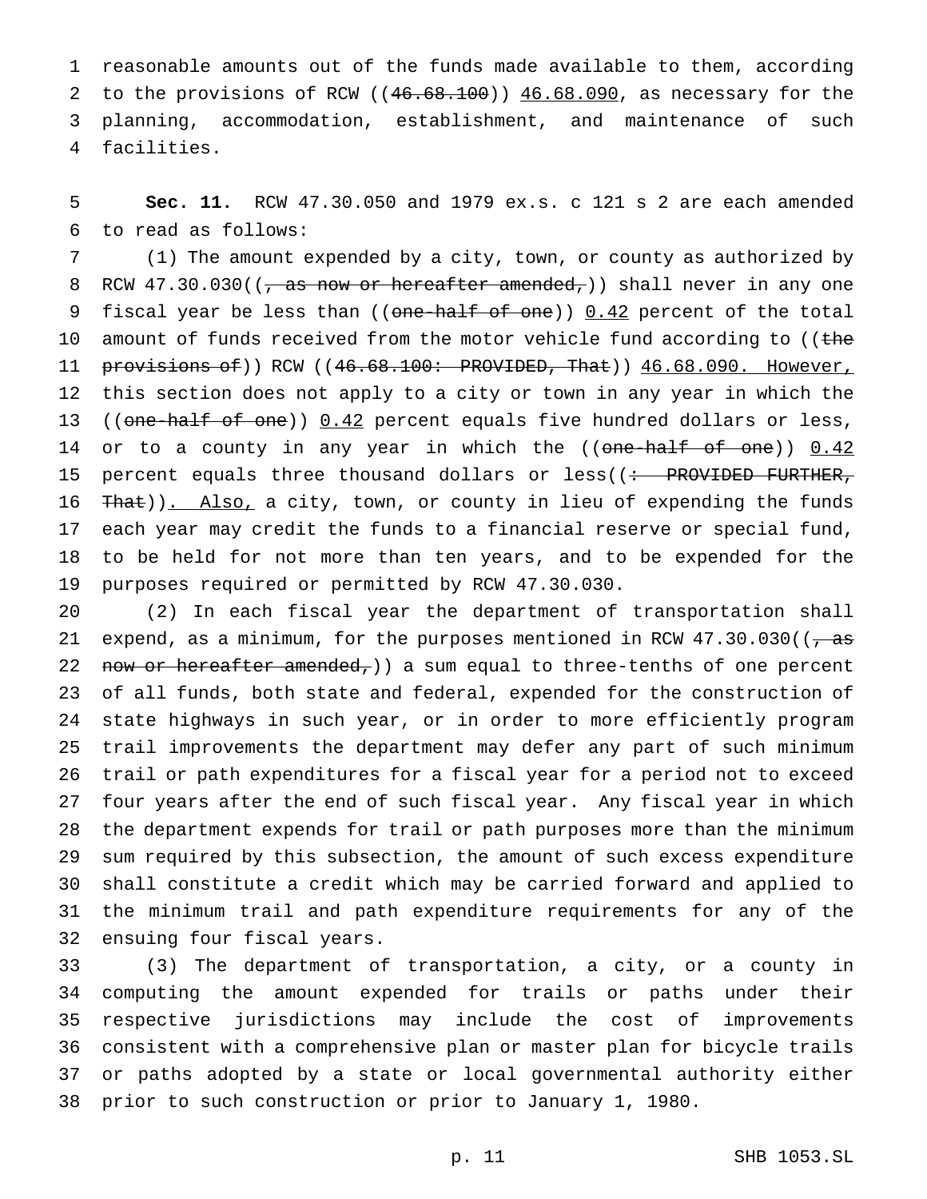reasonable amounts out of the funds made available to them, according to the provisions of RCW ((~~46.68.100~~)) <u>46.68.090</u>, as necessary for the planning, accommodation, establishment, and maintenance of such facilities.

**Sec. 11.** RCW 47.30.050 and 1979 ex.s. c 121 s 2 are each amended to read as follows:

(1) The amount expended by a city, town, or county as authorized by RCW 47.30.030((~~, as now or hereafter amended,~~)) shall never in any one fiscal year be less than ((~~one-half of one~~)) <u>0.42</u> percent of the total amount of funds received from the motor vehicle fund according to ((~~the provisions of~~)) RCW ((~~46.68.100: PROVIDED, That~~)) <u>46.68.090. However,</u> this section does not apply to a city or town in any year in which the ((~~one-half of one~~)) <u>0.42</u> percent equals five hundred dollars or less, or to a county in any year in which the ((~~one-half of one~~)) <u>0.42</u> percent equals three thousand dollars or less((~~: PROVIDED FURTHER, That~~))<u>. Also,</u> a city, town, or county in lieu of expending the funds each year may credit the funds to a financial reserve or special fund, to be held for not more than ten years, and to be expended for the purposes required or permitted by RCW 47.30.030.

(2) In each fiscal year the department of transportation shall expend, as a minimum, for the purposes mentioned in RCW 47.30.030((~~, as now or hereafter amended,~~)) a sum equal to three-tenths of one percent of all funds, both state and federal, expended for the construction of state highways in such year, or in order to more efficiently program trail improvements the department may defer any part of such minimum trail or path expenditures for a fiscal year for a period not to exceed four years after the end of such fiscal year. Any fiscal year in which the department expends for trail or path purposes more than the minimum sum required by this subsection, the amount of such excess expenditure shall constitute a credit which may be carried forward and applied to the minimum trail and path expenditure requirements for any of the ensuing four fiscal years.

(3) The department of transportation, a city, or a county in computing the amount expended for trails or paths under their respective jurisdictions may include the cost of improvements consistent with a comprehensive plan or master plan for bicycle trails or paths adopted by a state or local governmental authority either prior to such construction or prior to January 1, 1980.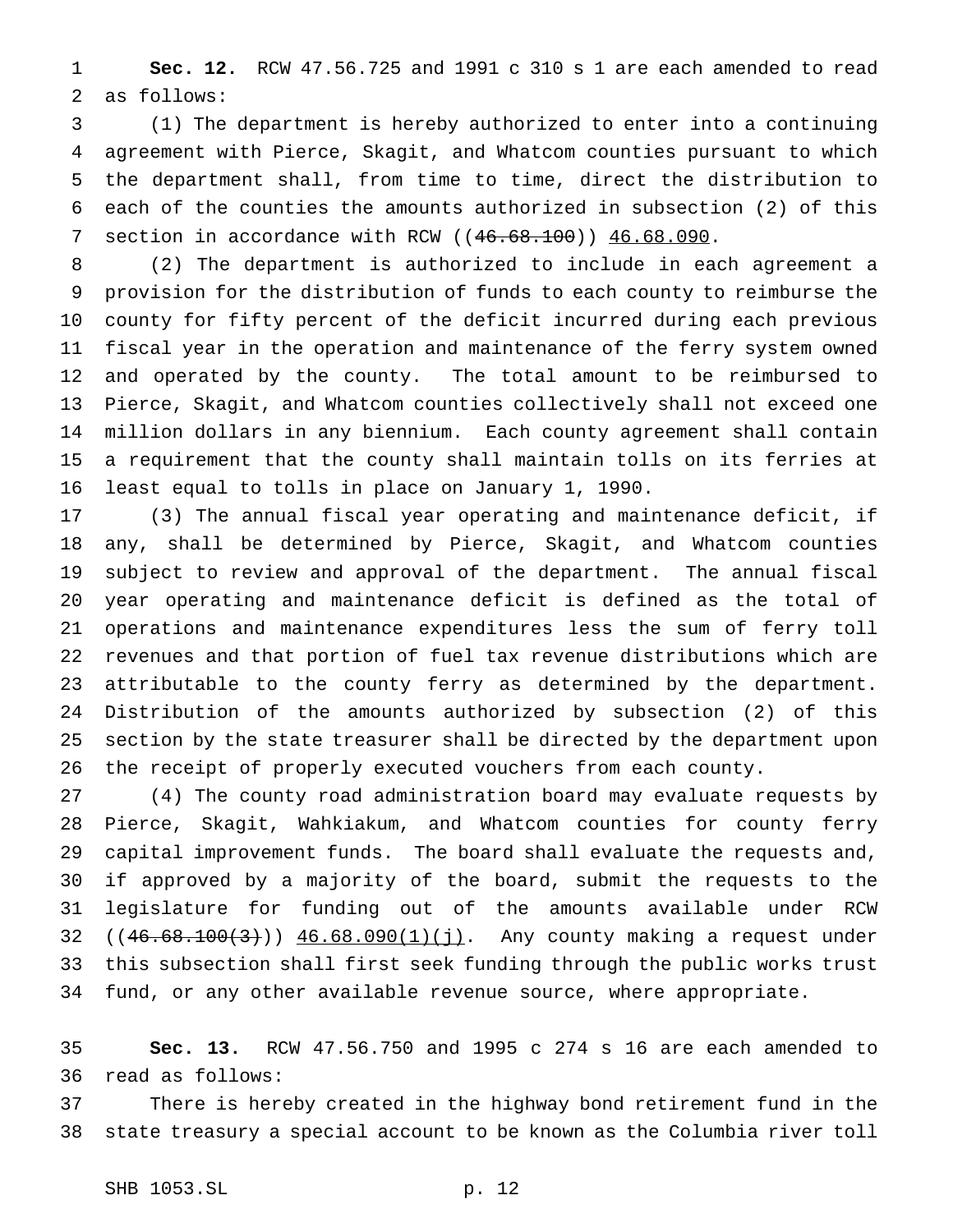**Sec. 12.** RCW 47.56.725 and 1991 c 310 s 1 are each amended to read as follows:

(1) The department is hereby authorized to enter into a continuing agreement with Pierce, Skagit, and Whatcom counties pursuant to which the department shall, from time to time, direct the distribution to each of the counties the amounts authorized in subsection (2) of this section in accordance with RCW ((~~46.68.100~~)) <u>46.68.090</u>.

(2) The department is authorized to include in each agreement a provision for the distribution of funds to each county to reimburse the county for fifty percent of the deficit incurred during each previous fiscal year in the operation and maintenance of the ferry system owned and operated by the county. The total amount to be reimbursed to Pierce, Skagit, and Whatcom counties collectively shall not exceed one million dollars in any biennium. Each county agreement shall contain a requirement that the county shall maintain tolls on its ferries at least equal to tolls in place on January 1, 1990.

(3) The annual fiscal year operating and maintenance deficit, if any, shall be determined by Pierce, Skagit, and Whatcom counties subject to review and approval of the department. The annual fiscal year operating and maintenance deficit is defined as the total of operations and maintenance expenditures less the sum of ferry toll revenues and that portion of fuel tax revenue distributions which are attributable to the county ferry as determined by the department. Distribution of the amounts authorized by subsection (2) of this section by the state treasurer shall be directed by the department upon the receipt of properly executed vouchers from each county.

(4) The county road administration board may evaluate requests by Pierce, Skagit, Wahkiakum, and Whatcom counties for county ferry capital improvement funds. The board shall evaluate the requests and, if approved by a majority of the board, submit the requests to the legislature for funding out of the amounts available under RCW ((~~46.68.100(3)~~)) <u>46.68.090(1)(j)</u>. Any county making a request under this subsection shall first seek funding through the public works trust fund, or any other available revenue source, where appropriate.

**Sec. 13.** RCW 47.56.750 and 1995 c 274 s 16 are each amended to read as follows:

There is hereby created in the highway bond retirement fund in the state treasury a special account to be known as the Columbia river toll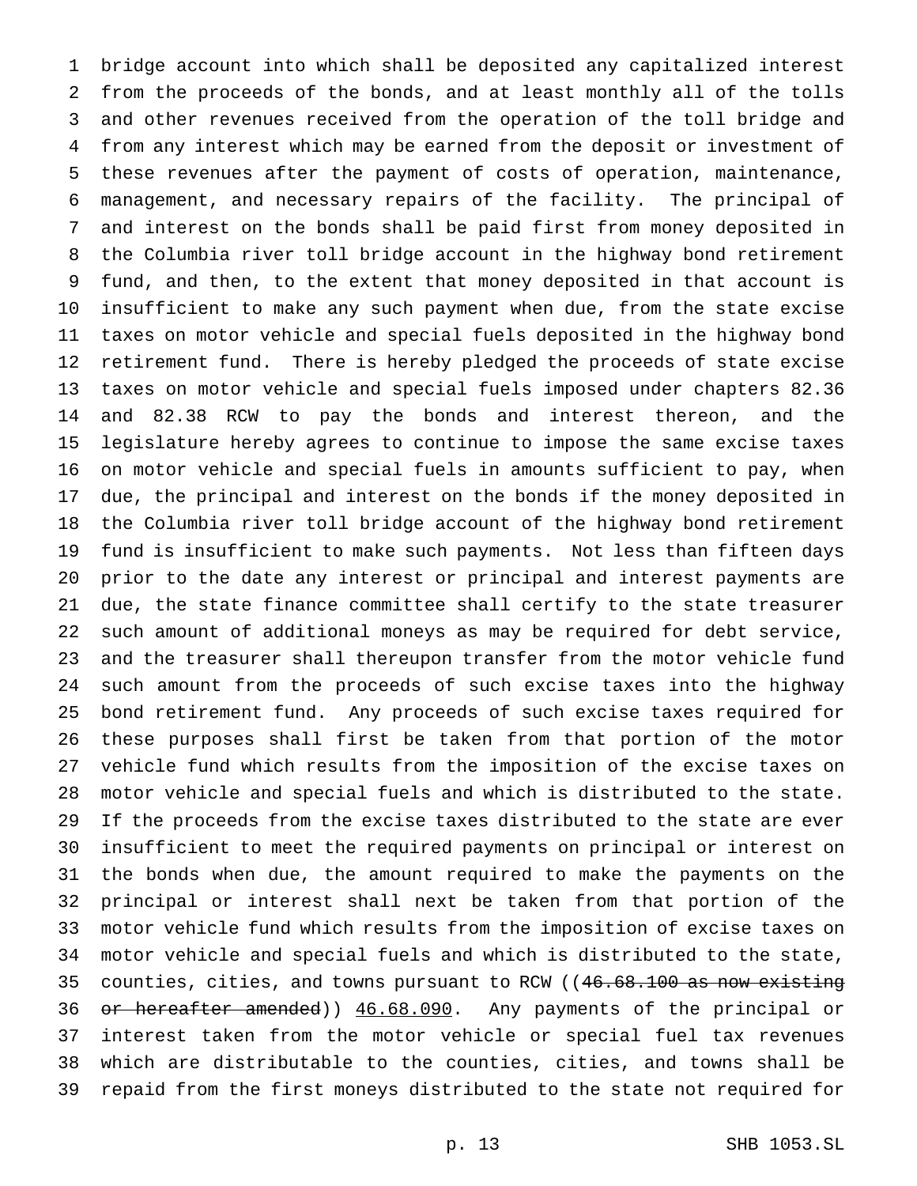bridge account into which shall be deposited any capitalized interest from the proceeds of the bonds, and at least monthly all of the tolls and other revenues received from the operation of the toll bridge and from any interest which may be earned from the deposit or investment of these revenues after the payment of costs of operation, maintenance, management, and necessary repairs of the facility. The principal of and interest on the bonds shall be paid first from money deposited in the Columbia river toll bridge account in the highway bond retirement fund, and then, to the extent that money deposited in that account is insufficient to make any such payment when due, from the state excise taxes on motor vehicle and special fuels deposited in the highway bond retirement fund. There is hereby pledged the proceeds of state excise taxes on motor vehicle and special fuels imposed under chapters 82.36 and 82.38 RCW to pay the bonds and interest thereon, and the legislature hereby agrees to continue to impose the same excise taxes on motor vehicle and special fuels in amounts sufficient to pay, when due, the principal and interest on the bonds if the money deposited in the Columbia river toll bridge account of the highway bond retirement fund is insufficient to make such payments. Not less than fifteen days prior to the date any interest or principal and interest payments are due, the state finance committee shall certify to the state treasurer such amount of additional moneys as may be required for debt service, and the treasurer shall thereupon transfer from the motor vehicle fund such amount from the proceeds of such excise taxes into the highway bond retirement fund. Any proceeds of such excise taxes required for these purposes shall first be taken from that portion of the motor vehicle fund which results from the imposition of the excise taxes on motor vehicle and special fuels and which is distributed to the state. If the proceeds from the excise taxes distributed to the state are ever insufficient to meet the required payments on principal or interest on the bonds when due, the amount required to make the payments on the principal or interest shall next be taken from that portion of the motor vehicle fund which results from the imposition of excise taxes on motor vehicle and special fuels and which is distributed to the state, counties, cities, and towns pursuant to RCW ((~~46.68.100 as now existing or hereafter amended~~)) 46.68.090. Any payments of the principal or interest taken from the motor vehicle or special fuel tax revenues which are distributable to the counties, cities, and towns shall be repaid from the first moneys distributed to the state not required for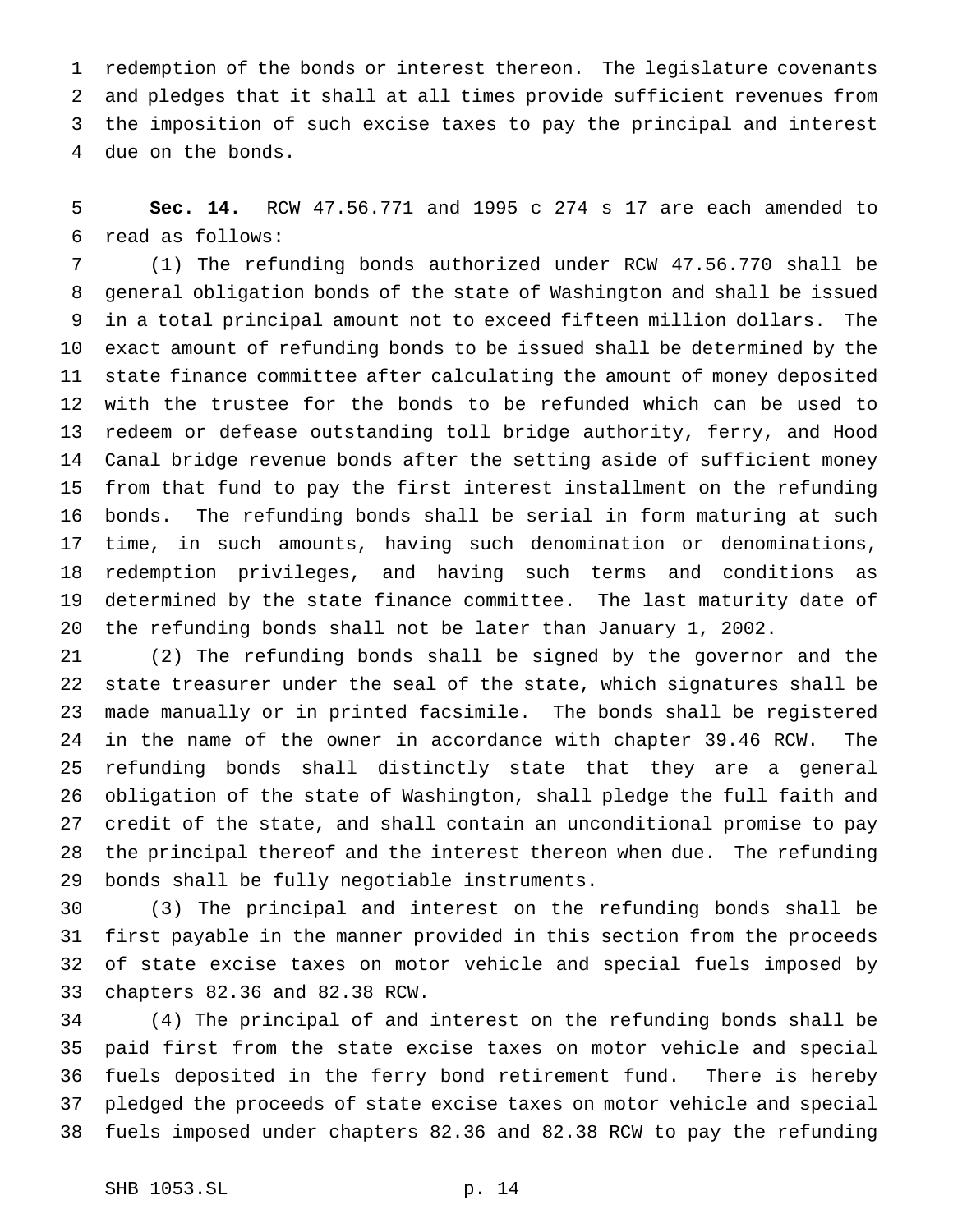redemption of the bonds or interest thereon. The legislature covenants and pledges that it shall at all times provide sufficient revenues from the imposition of such excise taxes to pay the principal and interest due on the bonds.

**Sec. 14.** RCW 47.56.771 and 1995 c 274 s 17 are each amended to read as follows:

(1) The refunding bonds authorized under RCW 47.56.770 shall be general obligation bonds of the state of Washington and shall be issued in a total principal amount not to exceed fifteen million dollars. The exact amount of refunding bonds to be issued shall be determined by the state finance committee after calculating the amount of money deposited with the trustee for the bonds to be refunded which can be used to redeem or defease outstanding toll bridge authority, ferry, and Hood Canal bridge revenue bonds after the setting aside of sufficient money from that fund to pay the first interest installment on the refunding bonds. The refunding bonds shall be serial in form maturing at such time, in such amounts, having such denomination or denominations, redemption privileges, and having such terms and conditions as determined by the state finance committee. The last maturity date of the refunding bonds shall not be later than January 1, 2002.

(2) The refunding bonds shall be signed by the governor and the state treasurer under the seal of the state, which signatures shall be made manually or in printed facsimile. The bonds shall be registered in the name of the owner in accordance with chapter 39.46 RCW. The refunding bonds shall distinctly state that they are a general obligation of the state of Washington, shall pledge the full faith and credit of the state, and shall contain an unconditional promise to pay the principal thereof and the interest thereon when due. The refunding bonds shall be fully negotiable instruments.

(3) The principal and interest on the refunding bonds shall be first payable in the manner provided in this section from the proceeds of state excise taxes on motor vehicle and special fuels imposed by chapters 82.36 and 82.38 RCW.

(4) The principal of and interest on the refunding bonds shall be paid first from the state excise taxes on motor vehicle and special fuels deposited in the ferry bond retirement fund. There is hereby pledged the proceeds of state excise taxes on motor vehicle and special fuels imposed under chapters 82.36 and 82.38 RCW to pay the refunding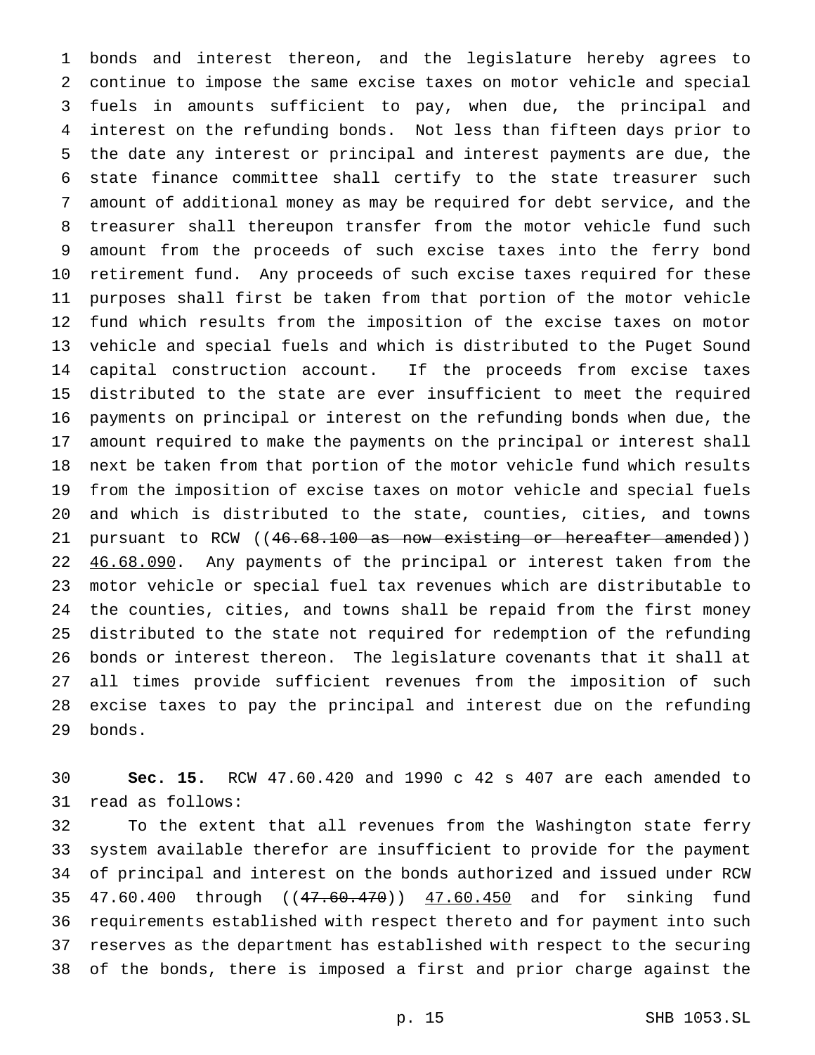bonds and interest thereon, and the legislature hereby agrees to continue to impose the same excise taxes on motor vehicle and special fuels in amounts sufficient to pay, when due, the principal and interest on the refunding bonds. Not less than fifteen days prior to the date any interest or principal and interest payments are due, the state finance committee shall certify to the state treasurer such amount of additional money as may be required for debt service, and the treasurer shall thereupon transfer from the motor vehicle fund such amount from the proceeds of such excise taxes into the ferry bond retirement fund. Any proceeds of such excise taxes required for these purposes shall first be taken from that portion of the motor vehicle fund which results from the imposition of the excise taxes on motor vehicle and special fuels and which is distributed to the Puget Sound capital construction account. If the proceeds from excise taxes distributed to the state are ever insufficient to meet the required payments on principal or interest on the refunding bonds when due, the amount required to make the payments on the principal or interest shall next be taken from that portion of the motor vehicle fund which results from the imposition of excise taxes on motor vehicle and special fuels and which is distributed to the state, counties, cities, and towns pursuant to RCW ((~~46.68.100 as now existing or hereafter amended~~)) 46.68.090. Any payments of the principal or interest taken from the motor vehicle or special fuel tax revenues which are distributable to the counties, cities, and towns shall be repaid from the first money distributed to the state not required for redemption of the refunding bonds or interest thereon. The legislature covenants that it shall at all times provide sufficient revenues from the imposition of such excise taxes to pay the principal and interest due on the refunding bonds.

**Sec. 15.** RCW 47.60.420 and 1990 c 42 s 407 are each amended to read as follows:

To the extent that all revenues from the Washington state ferry system available therefor are insufficient to provide for the payment of principal and interest on the bonds authorized and issued under RCW 47.60.400 through ((~~47.60.470~~)) 47.60.450 and for sinking fund requirements established with respect thereto and for payment into such reserves as the department has established with respect to the securing of the bonds, there is imposed a first and prior charge against the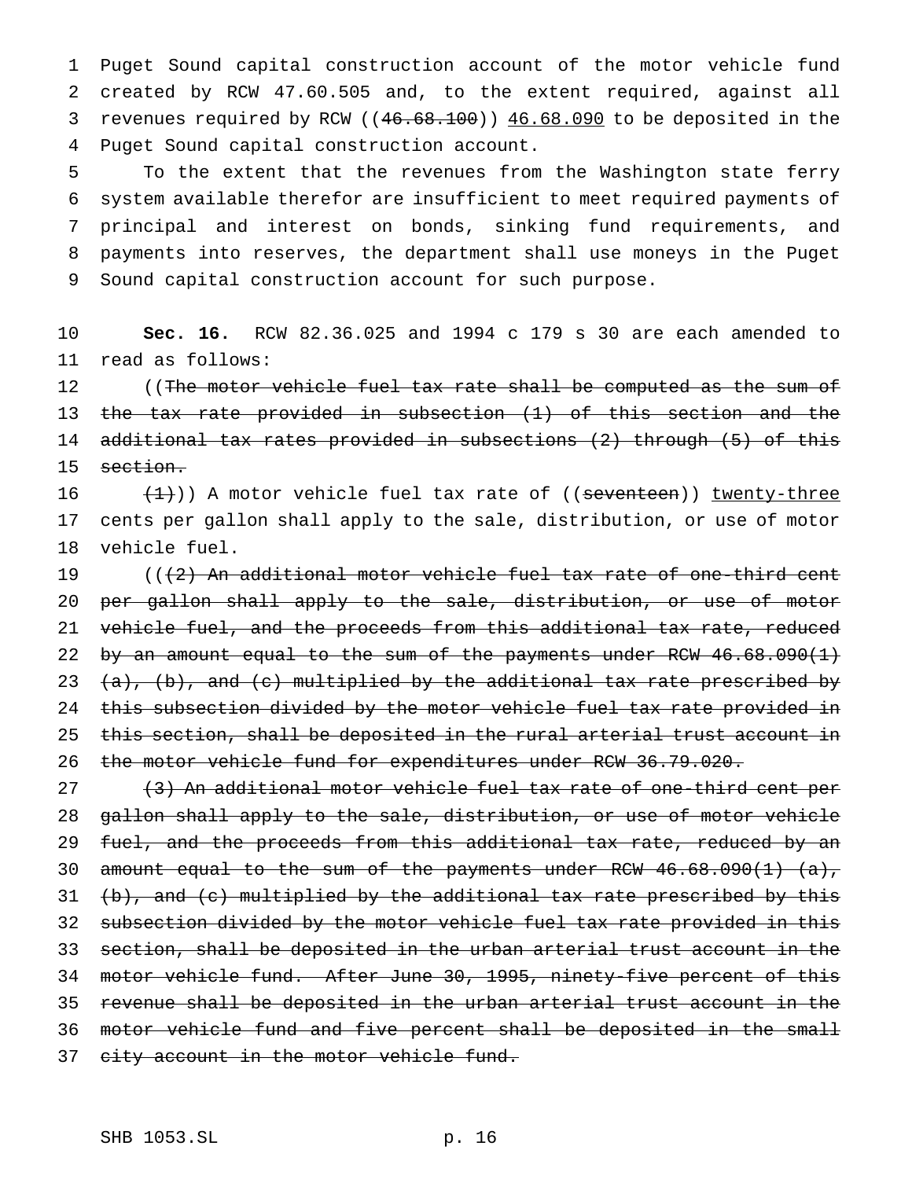Puget Sound capital construction account of the motor vehicle fund created by RCW 47.60.505 and, to the extent required, against all revenues required by RCW ((~~46.68.100~~)) <u>46.68.090</u> to be deposited in the Puget Sound capital construction account.

To the extent that the revenues from the Washington state ferry system available therefor are insufficient to meet required payments of principal and interest on bonds, sinking fund requirements, and payments into reserves, the department shall use moneys in the Puget Sound capital construction account for such purpose.

**Sec. 16.** RCW 82.36.025 and 1994 c 179 s 30 are each amended to read as follows:

((~~The motor vehicle fuel tax rate shall be computed as the sum of the tax rate provided in subsection (1) of this section and the additional tax rates provided in subsections (2) through (5) of this section.~~

~~(1)~~)) A motor vehicle fuel tax rate of ((~~seventeen~~)) <u>twenty-three</u> cents per gallon shall apply to the sale, distribution, or use of motor vehicle fuel.

((~~(2) An additional motor vehicle fuel tax rate of one-third cent per gallon shall apply to the sale, distribution, or use of motor vehicle fuel, and the proceeds from this additional tax rate, reduced by an amount equal to the sum of the payments under RCW 46.68.090(1) (a), (b), and (c) multiplied by the additional tax rate prescribed by this subsection divided by the motor vehicle fuel tax rate provided in this section, shall be deposited in the rural arterial trust account in the motor vehicle fund for expenditures under RCW 36.79.020.~~

~~(3) An additional motor vehicle fuel tax rate of one-third cent per gallon shall apply to the sale, distribution, or use of motor vehicle fuel, and the proceeds from this additional tax rate, reduced by an amount equal to the sum of the payments under RCW 46.68.090(1) (a), (b), and (c) multiplied by the additional tax rate prescribed by this subsection divided by the motor vehicle fuel tax rate provided in this section, shall be deposited in the urban arterial trust account in the motor vehicle fund. After June 30, 1995, ninety-five percent of this revenue shall be deposited in the urban arterial trust account in the motor vehicle fund and five percent shall be deposited in the small city account in the motor vehicle fund.~~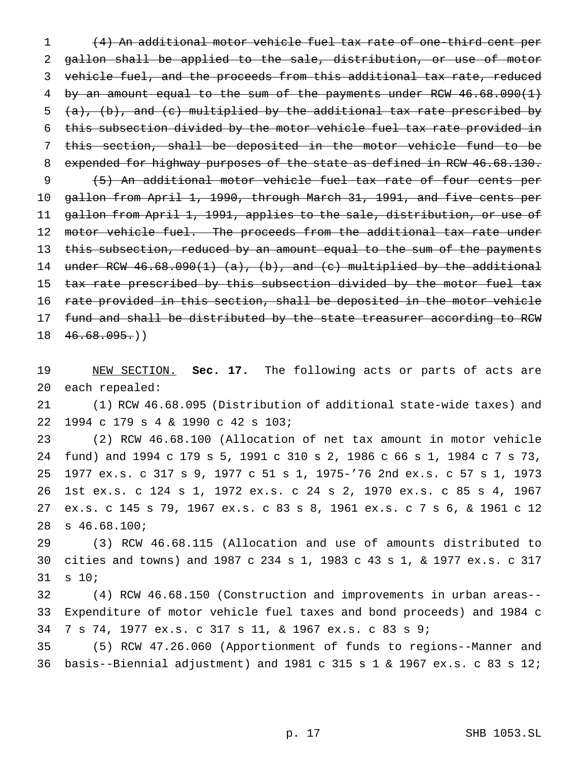~~(4) An additional motor vehicle fuel tax rate of one-third cent per gallon shall be applied to the sale, distribution, or use of motor vehicle fuel, and the proceeds from this additional tax rate, reduced by an amount equal to the sum of the payments under RCW 46.68.090(1) (a), (b), and (c) multiplied by the additional tax rate prescribed by this subsection divided by the motor vehicle fuel tax rate provided in this section, shall be deposited in the motor vehicle fund to be expended for highway purposes of the state as defined in RCW 46.68.130.~~

~~(5) An additional motor vehicle fuel tax rate of four cents per gallon from April 1, 1990, through March 31, 1991, and five cents per gallon from April 1, 1991, applies to the sale, distribution, or use of motor vehicle fuel. The proceeds from the additional tax rate under this subsection, reduced by an amount equal to the sum of the payments under RCW 46.68.090(1) (a), (b), and (c) multiplied by the additional tax rate prescribed by this subsection divided by the motor fuel tax rate provided in this section, shall be deposited in the motor vehicle fund and shall be distributed by the state treasurer according to RCW 46.68.095.~~))

NEW SECTION. **Sec. 17.** The following acts or parts of acts are each repealed:

(1) RCW 46.68.095 (Distribution of additional state-wide taxes) and 1994 c 179 s 4 & 1990 c 42 s 103;

(2) RCW 46.68.100 (Allocation of net tax amount in motor vehicle fund) and 1994 c 179 s 5, 1991 c 310 s 2, 1986 c 66 s 1, 1984 c 7 s 73, 1977 ex.s. c 317 s 9, 1977 c 51 s 1, 1975-'76 2nd ex.s. c 57 s 1, 1973 1st ex.s. c 124 s 1, 1972 ex.s. c 24 s 2, 1970 ex.s. c 85 s 4, 1967 ex.s. c 145 s 79, 1967 ex.s. c 83 s 8, 1961 ex.s. c 7 s 6, & 1961 c 12 s 46.68.100;

(3) RCW 46.68.115 (Allocation and use of amounts distributed to cities and towns) and 1987 c 234 s 1, 1983 c 43 s 1, & 1977 ex.s. c 317 s 10;

(4) RCW 46.68.150 (Construction and improvements in urban areas--Expenditure of motor vehicle fuel taxes and bond proceeds) and 1984 c 7 s 74, 1977 ex.s. c 317 s 11, & 1967 ex.s. c 83 s 9;

(5) RCW 47.26.060 (Apportionment of funds to regions--Manner and basis--Biennial adjustment) and 1981 c 315 s 1 & 1967 ex.s. c 83 s 12;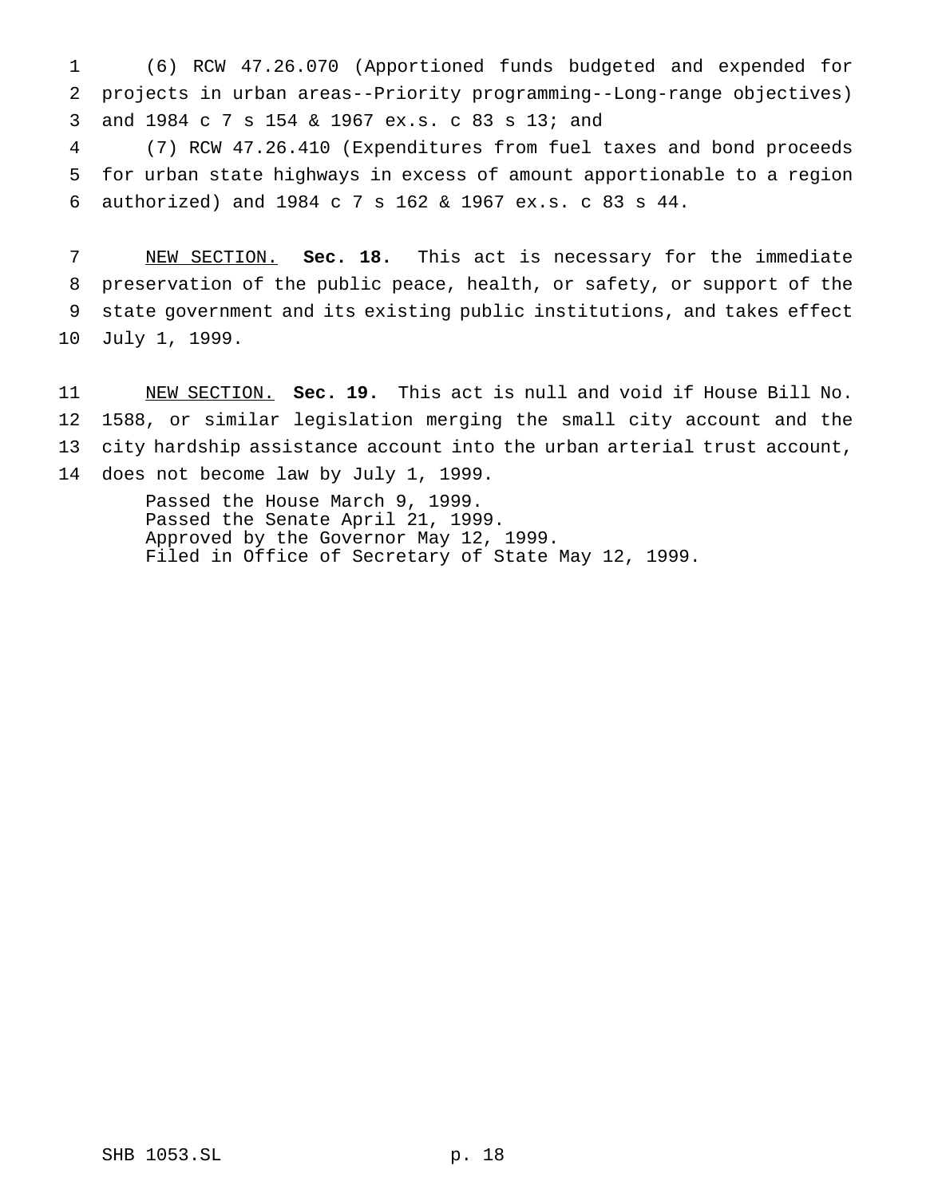(6) RCW 47.26.070 (Apportioned funds budgeted and expended for projects in urban areas--Priority programming--Long-range objectives) and 1984 c 7 s 154 & 1967 ex.s. c 83 s 13; and

(7) RCW 47.26.410 (Expenditures from fuel taxes and bond proceeds for urban state highways in excess of amount apportionable to a region authorized) and 1984 c 7 s 162 & 1967 ex.s. c 83 s 44.

NEW SECTION. **Sec. 18.** This act is necessary for the immediate preservation of the public peace, health, or safety, or support of the state government and its existing public institutions, and takes effect July 1, 1999.

NEW SECTION. **Sec. 19.** This act is null and void if House Bill No. 1588, or similar legislation merging the small city account and the city hardship assistance account into the urban arterial trust account, does not become law by July 1, 1999.

Passed the House March 9, 1999.
Passed the Senate April 21, 1999.
Approved by the Governor May 12, 1999.
Filed in Office of Secretary of State May 12, 1999.